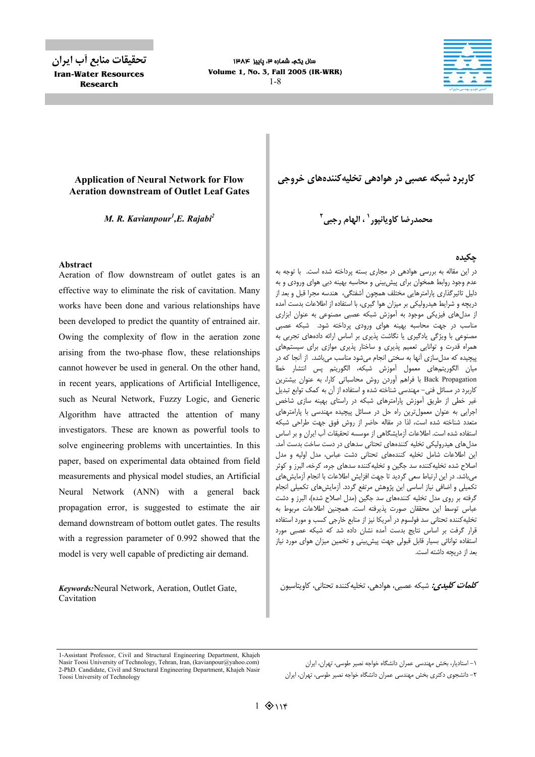# Application of Neural Network for Flow Aeration downstream of Outlet Leaf Gates

*M. R. Kavianpour[1], E. Rajabi[2]*

## Abstract

Aeration of flow downstream of outlet gates is an effective way to eliminate the risk of cavitation. Many works have been done and various relationships have been developed to predict the quantity of entrained air. Owing the complexity of flow in the aeration zone arising from the two-phase flow, these relationships cannot however be used in general. On the other hand, in recent years, applications of Artificial Intelligence, such as Neural Network, Fuzzy Logic, and Generic Algorithm have attracted the attention of many investigators. These are known as powerful tools to solve engineering problems with uncertainties. In this paper, based on experimental data obtained from field measurements and physical model studies, an Artificial Neural Network (ANN) with a general back propagation error, is suggested to estimate the air demand downstream of bottom outlet gates. The results with a regression parameter of 0.992 showed that the model is very well capable of predicting air demand.

***Keywords:*** Neural Network, Aeration, Outlet Gate, Cavitation

# کاربرد شبکه عصبی در هوادهی تخلیه‌کننده‌های خروجی

**محمدرضا کاویانپور[1] ، الهام رجبی[2]**

## چکیده

در این مقاله به بررسی هوادهی در مجاری بسته پرداخته شده است. با توجه به عدم وجود روابط همخوان برای پیش‌بینی و محاسبه بهینه دبی هوای ورودی و به دلیل تاثیرگذاری پارامترهایی مختلف همچون آشفتگی، هندسه مجرا قبل و بعد از دریچه و شرایط هیدرولیکی بر میزان هوا گیری، با استفاده از اطلاعات بدست آمده از مدل‌های فیزیکی موجود به آموزش شبکه عصبی مصنوعی به عنوان ابزاری مناسب در جهت محاسبه بهینه هوای ورودی پرداخته شود. شبکه عصبی مصنوعی با ویژگی یادگیری یا نگاشت پذیری بر اساس ارائه داده‌های تجربی به همراه قدرت و توانایی تعمیم پذیری و ساختار پذیری موازی برای سیستم‌های پیچیده که مدلسازی آنها به سختی انجام می‌شود مناسب می‌باشد. از آنجا که در میان الگوریتم‌های معمول آموزش شبکه، الگوریتم پس انتشار خطا Back Propagation با فراهم آوردن روش محاسباتی کارا، به عنوان بیشترین کاربرد در مسائل فنی- مهندسی شناخته شده و استفاده از آن به کمک توابع تبدیل غیر خطی از طریق آموزش پارامترهای شبکه در راستای بهینه سازی شاخص اجرایی به عنوان معمول‌ترین راه حل در مسائل پیچیده مهندسی با پارامترهای متعدد شناخته شده است، لذا در مقاله حاضر از روش فوق جهت طراحی شبکه استفاده شده است. اطلاعات آزمایشگاهی از موسسه تحقیقات آب ایران و بر اساس مدل‌های هیدرولیکی تخلیه کننده‌های تحتانی سدهای در دست ساخت بدست آمد. این اطلاعات شامل تخلیه کننده‌های تحتانی دشت عباس، مدل اولیه و مدل اصلاح شده تخلیه‌کننده سد جگین و تخلیه‌کننده سدهای جره، کرخه، البرز و کوثر می‌باشد. در این ارتباط سعی گردید تا جهت افزایش اطلاعات با انجام آزمایش‌های تکمیلی و اضافی نیاز اساسی این پژوهش مرتفع گردد. آزمایش‌های تکمیلی انجام گرفته بر روی مدل تخلیه کننده‌های سد جگین (مدل اصلاح شده)، البرز و دشت عباس توسط این محققان صورت پذیرفته است. همچنین اطلاعات مربوط به تخلیه‌کننده تحتانی سد فولسوم در آمریکا نیز از منابع خارجی کسب و مورد استفاده قرار گرفت بر اساس نتایج بدست آمده نشان داده شد که شبکه عصبی مورد استفاده توانائی بسیار قابل قبولی جهت پیش‌بینی و تخمین میزان هوای مورد نیاز بعد از دریچه داشته است.

***کلمات کلیدی:*** شبکه عصبی، هوادهی، تخلیه‌کننده تحتانی، کاویتاسیون

---

1-Assistant Professor, Civil and Structural Engineering Department, Khajeh Nasir Toosi University of Technology, Tehran, Iran, (kavianpour@yahoo.com)
2-PhD. Candidate, Civil and Structural Engineering Department, Khajeh Nasir Toosi University of Technology

۱- استادیار، بخش مهندسی عمران دانشگاه خواجه نصیر طوسی، تهران، ایران
۲- دانشجوی دکتری بخش مهندسی عمران دانشگاه خواجه نصیر طوسی، تهران، ایران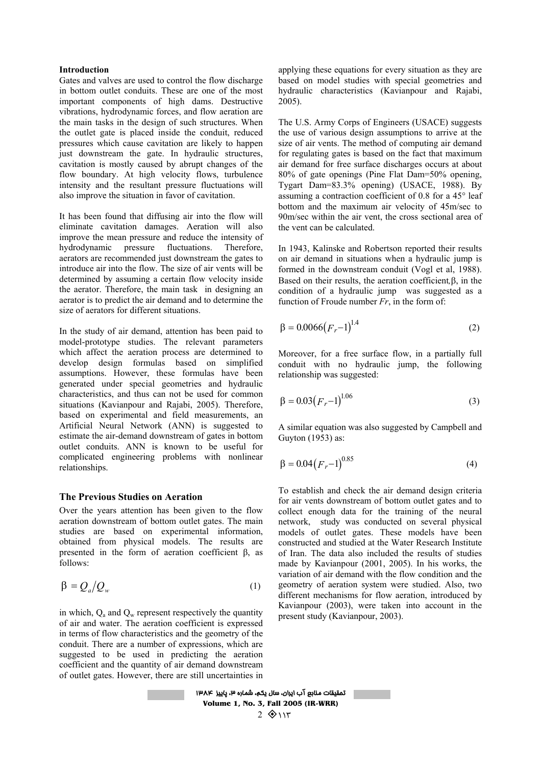**Introduction**

Gates and valves are used to control the flow discharge in bottom outlet conduits. These are one of the most important components of high dams. Destructive vibrations, hydrodynamic forces, and flow aeration are the main tasks in the design of such structures. When the outlet gate is placed inside the conduit, reduced pressures which cause cavitation are likely to happen just downstream the gate. In hydraulic structures, cavitation is mostly caused by abrupt changes of the flow boundary. At high velocity flows, turbulence intensity and the resultant pressure fluctuations will also improve the situation in favor of cavitation.

It has been found that diffusing air into the flow will eliminate cavitation damages. Aeration will also improve the mean pressure and reduce the intensity of hydrodynamic pressure fluctuations. Therefore, aerators are recommended just downstream the gates to introduce air into the flow. The size of air vents will be determined by assuming a certain flow velocity inside the aerator. Therefore, the main task in designing an aerator is to predict the air demand and to determine the size of aerators for different situations.

In the study of air demand, attention has been paid to model-prototype studies. The relevant parameters which affect the aeration process are determined to develop design formulas based on simplified assumptions. However, these formulas have been generated under special geometries and hydraulic characteristics, and thus can not be used for common situations (Kavianpour and Rajabi, 2005). Therefore, based on experimental and field measurements, an Artificial Neural Network (ANN) is suggested to estimate the air-demand downstream of gates in bottom outlet conduits. ANN is known to be useful for complicated engineering problems with nonlinear relationships.

## The Previous Studies on Aeration

Over the years attention has been given to the flow aeration downstream of bottom outlet gates. The main studies are based on experimental information, obtained from physical models. The results are presented in the form of aeration coefficient β, as follows:

$$\beta = Q_a / Q_w \tag{1}$$

in which, $Q_a$ and $Q_w$ represent respectively the quantity of air and water. The aeration coefficient is expressed in terms of flow characteristics and the geometry of the conduit. There are a number of expressions, which are suggested to be used in predicting the aeration coefficient and the quantity of air demand downstream of outlet gates. However, there are still uncertainties in applying these equations for every situation as they are based on model studies with special geometries and hydraulic characteristics (Kavianpour and Rajabi, 2005).

The U.S. Army Corps of Engineers (USACE) suggests the use of various design assumptions to arrive at the size of air vents. The method of computing air demand for regulating gates is based on the fact that maximum air demand for free surface discharges occurs at about 80% of gate openings (Pine Flat Dam=50% opening, Tygart Dam=83.3% opening) (USACE, 1988). By assuming a contraction coefficient of 0.8 for a 45° leaf bottom and the maximum air velocity of 45m/sec to 90m/sec within the air vent, the cross sectional area of the vent can be calculated.

In 1943, Kalinske and Robertson reported their results on air demand in situations when a hydraulic jump is formed in the downstream conduit (Vogl et al, 1988). Based on their results, the aeration coefficient, β, in the condition of a hydraulic jump was suggested as a function of Froude number *Fr*, in the form of:

$$\beta = 0.0066(F_r - 1)^{1.4} \tag{2}$$

Moreover, for a free surface flow, in a partially full conduit with no hydraulic jump, the following relationship was suggested:

$$\beta = 0.03(F_r - 1)^{1.06} \tag{3}$$

A similar equation was also suggested by Campbell and Guyton (1953) as:

$$\beta = 0.04(F_r - 1)^{0.85} \tag{4}$$

To establish and check the air demand design criteria for air vents downstream of bottom outlet gates and to collect enough data for the training of the neural network, study was conducted on several physical models of outlet gates. These models have been constructed and studied at the Water Research Institute of Iran. The data also included the results of studies made by Kavianpour (2001, 2005). In his works, the variation of air demand with the flow condition and the geometry of aeration system were studied. Also, two different mechanisms for flow aeration, introduced by Kavianpour (2003), were taken into account in the present study (Kavianpour, 2003).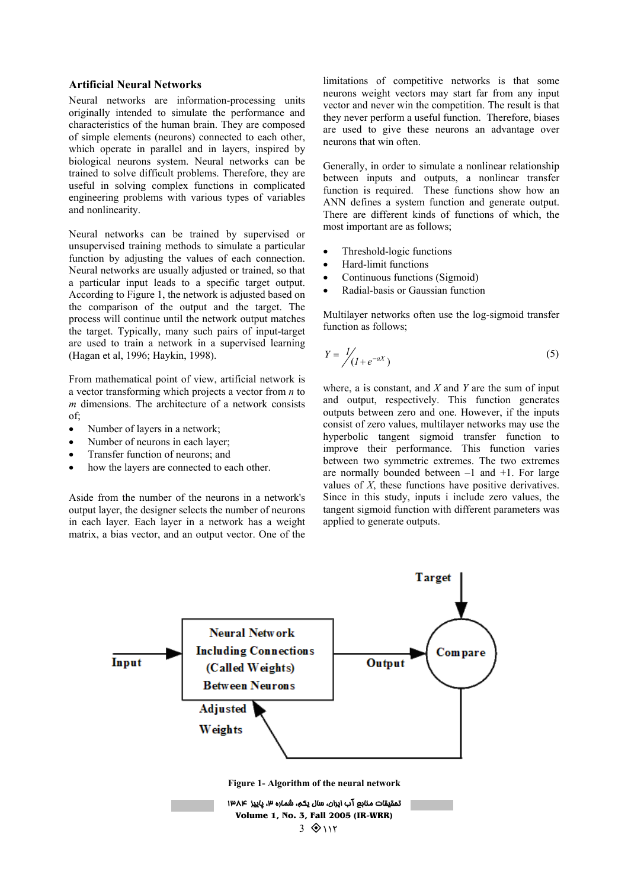## Artificial Neural Networks

Neural networks are information-processing units originally intended to simulate the performance and characteristics of the human brain. They are composed of simple elements (neurons) connected to each other, which operate in parallel and in layers, inspired by biological neurons system. Neural networks can be trained to solve difficult problems. Therefore, they are useful in solving complex functions in complicated engineering problems with various types of variables and nonlinearity.

Neural networks can be trained by supervised or unsupervised training methods to simulate a particular function by adjusting the values of each connection. Neural networks are usually adjusted or trained, so that a particular input leads to a specific target output. According to Figure 1, the network is adjusted based on the comparison of the output and the target. The process will continue until the network output matches the target. Typically, many such pairs of input-target are used to train a network in a supervised learning (Hagan et al, 1996; Haykin, 1998).

From mathematical point of view, artificial network is a vector transforming which projects a vector from *n* to *m* dimensions. The architecture of a network consists of;

- Number of layers in a network;
- Number of neurons in each layer;
- Transfer function of neurons; and
- how the layers are connected to each other.

Aside from the number of the neurons in a network's output layer, the designer selects the number of neurons in each layer. Each layer in a network has a weight matrix, a bias vector, and an output vector. One of the limitations of competitive networks is that some neurons weight vectors may start far from any input vector and never win the competition. The result is that they never perform a useful function. Therefore, biases are used to give these neurons an advantage over neurons that win often.

Generally, in order to simulate a nonlinear relationship between inputs and outputs, a nonlinear transfer function is required. These functions show how an ANN defines a system function and generate output. There are different kinds of functions of which, the most important are as follows;

- Threshold-logic functions
- Hard-limit functions
- Continuous functions (Sigmoid)
- Radial-basis or Gaussian function

Multilayer networks often use the log-sigmoid transfer function as follows;

$$Y = 1 / (1 + e^{-aX}) \tag{5}$$

where, a is constant, and $X$ and $Y$ are the sum of input and output, respectively. This function generates outputs between zero and one. However, if the inputs consist of zero values, multilayer networks may use the hyperbolic tangent sigmoid transfer function to improve their performance. This function varies between two symmetric extremes. The two extremes are normally bounded between –1 and +1. For large values of $X$, these functions have positive derivatives. Since in this study, inputs i include zero values, the tangent sigmoid function with different parameters was applied to generate outputs.

Target

Input

Neural Network Including Connections (Called Weights) Between Neurons

Output

Compare

Adjusted Weights

**Figure 1- Algorithm of the neural network**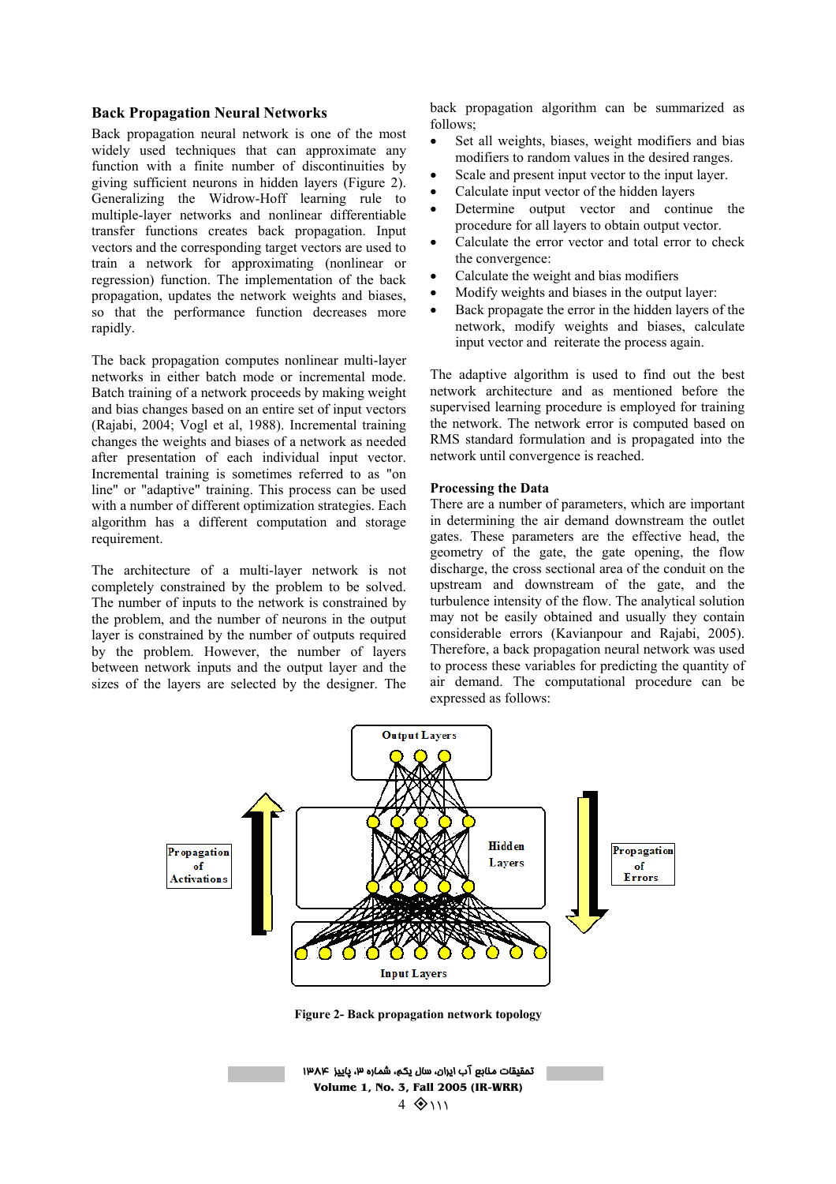## Back Propagation Neural Networks

Back propagation neural network is one of the most widely used techniques that can approximate any function with a finite number of discontinuities by giving sufficient neurons in hidden layers (Figure 2). Generalizing the Widrow-Hoff learning rule to multiple-layer networks and nonlinear differentiable transfer functions creates back propagation. Input vectors and the corresponding target vectors are used to train a network for approximating (nonlinear or regression) function. The implementation of the back propagation, updates the network weights and biases, so that the performance function decreases more rapidly.

The back propagation computes nonlinear multi-layer networks in either batch mode or incremental mode. Batch training of a network proceeds by making weight and bias changes based on an entire set of input vectors (Rajabi, 2004; Vogl et al, 1988). Incremental training changes the weights and biases of a network as needed after presentation of each individual input vector. Incremental training is sometimes referred to as "on line" or "adaptive" training. This process can be used with a number of different optimization strategies. Each algorithm has a different computation and storage requirement.

The architecture of a multi-layer network is not completely constrained by the problem to be solved. The number of inputs to the network is constrained by the problem, and the number of neurons in the output layer is constrained by the number of outputs required by the problem. However, the number of layers between network inputs and the output layer and the sizes of the layers are selected by the designer. The back propagation algorithm can be summarized as follows;

- Set all weights, biases, weight modifiers and bias modifiers to random values in the desired ranges.
- Scale and present input vector to the input layer.
- Calculate input vector of the hidden layers
- Determine output vector and continue the procedure for all layers to obtain output vector.
- Calculate the error vector and total error to check the convergence:
- Calculate the weight and bias modifiers
- Modify weights and biases in the output layer:
- Back propagate the error in the hidden layers of the network, modify weights and biases, calculate input vector and reiterate the process again.

The adaptive algorithm is used to find out the best network architecture and as mentioned before the supervised learning procedure is employed for training the network. The network error is computed based on RMS standard formulation and is propagated into the network until convergence is reached.

**Processing the Data**

There are a number of parameters, which are important in determining the air demand downstream the outlet gates. These parameters are the effective head, the geometry of the gate, the gate opening, the flow discharge, the cross sectional area of the conduit on the upstream and downstream of the gate, and the turbulence intensity of the flow. The analytical solution may not be easily obtained and usually they contain considerable errors (Kavianpour and Rajabi, 2005). Therefore, a back propagation neural network was used to process these variables for predicting the quantity of air demand. The computational procedure can be expressed as follows:

Output Layers

Hidden Layers

Input Layers

Propagation of Activations

Propagation of Errors

**Figure 2- Back propagation network topology**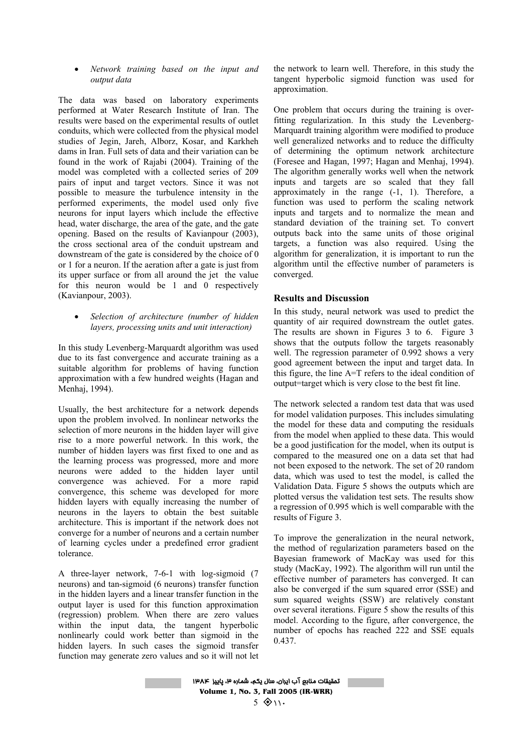- *Network training based on the input and output data*

The data was based on laboratory experiments performed at Water Research Institute of Iran. The results were based on the experimental results of outlet conduits, which were collected from the physical model studies of Jegin, Jareh, Alborz, Kosar, and Karkheh dams in Iran. Full sets of data and their variation can be found in the work of Rajabi (2004). Training of the model was completed with a collected series of 209 pairs of input and target vectors. Since it was not possible to measure the turbulence intensity in the performed experiments, the model used only five neurons for input layers which include the effective head, water discharge, the area of the gate, and the gate opening. Based on the results of Kavianpour (2003), the cross sectional area of the conduit upstream and downstream of the gate is considered by the choice of 0 or 1 for a neuron. If the aeration after a gate is just from its upper surface or from all around the jet the value for this neuron would be 1 and 0 respectively (Kavianpour, 2003).

- *Selection of architecture (number of hidden layers, processing units and unit interaction)*

In this study Levenberg-Marquardt algorithm was used due to its fast convergence and accurate training as a suitable algorithm for problems of having function approximation with a few hundred weights (Hagan and Menhaj, 1994).

Usually, the best architecture for a network depends upon the problem involved. In nonlinear networks the selection of more neurons in the hidden layer will give rise to a more powerful network. In this work, the number of hidden layers was first fixed to one and as the learning process was progressed, more and more neurons were added to the hidden layer until convergence was achieved. For a more rapid convergence, this scheme was developed for more hidden layers with equally increasing the number of neurons in the layers to obtain the best suitable architecture. This is important if the network does not converge for a number of neurons and a certain number of learning cycles under a predefined error gradient tolerance.

A three-layer network, 7-6-1 with log-sigmoid (7 neurons) and tan-sigmoid (6 neurons) transfer function in the hidden layers and a linear transfer function in the output layer is used for this function approximation (regression) problem. When there are zero values within the input data, the tangent hyperbolic nonlinearly could work better than sigmoid in the hidden layers. In such cases the sigmoid transfer function may generate zero values and so it will not let the network to learn well. Therefore, in this study the tangent hyperbolic sigmoid function was used for approximation.

One problem that occurs during the training is over-fitting regularization. In this study the Levenberg-Marquardt training algorithm were modified to produce well generalized networks and to reduce the difficulty of determining the optimum network architecture (Foresee and Hagan, 1997; Hagan and Menhaj, 1994). The algorithm generally works well when the network inputs and targets are so scaled that they fall approximately in the range (-1, 1). Therefore, a function was used to perform the scaling network inputs and targets and to normalize the mean and standard deviation of the training set. To convert outputs back into the same units of those original targets, a function was also required. Using the algorithm for generalization, it is important to run the algorithm until the effective number of parameters is converged.

## Results and Discussion

In this study, neural network was used to predict the quantity of air required downstream the outlet gates. The results are shown in Figures 3 to 6. Figure 3 shows that the outputs follow the targets reasonably well. The regression parameter of 0.992 shows a very good agreement between the input and target data. In this figure, the line A=T refers to the ideal condition of output=target which is very close to the best fit line.

The network selected a random test data that was used for model validation purposes. This includes simulating the model for these data and computing the residuals from the model when applied to these data. This would be a good justification for the model, when its output is compared to the measured one on a data set that had not been exposed to the network. The set of 20 random data, which was used to test the model, is called the Validation Data. Figure 5 shows the outputs which are plotted versus the validation test sets. The results show a regression of 0.995 which is well comparable with the results of Figure 3.

To improve the generalization in the neural network, the method of regularization parameters based on the Bayesian framework of MacKay was used for this study (MacKay, 1992). The algorithm will run until the effective number of parameters has converged. It can also be converged if the sum squared error (SSE) and sum squared weights (SSW) are relatively constant over several iterations. Figure 5 show the results of this model. According to the figure, after convergence, the number of epochs has reached 222 and SSE equals 0.437.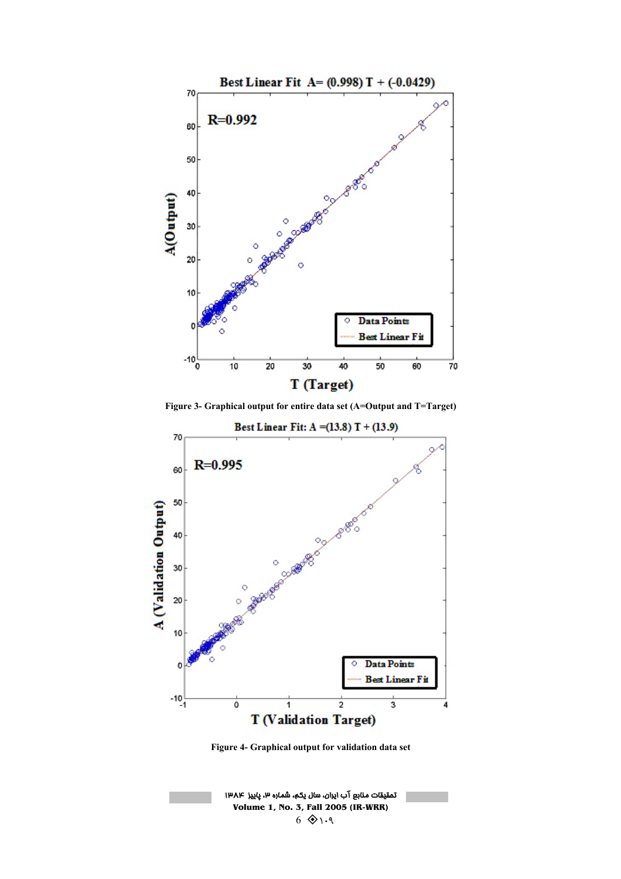Best Linear Fit A= (0.998) T + (-0.0429)

R=0.992

A(Output)

T (Target)

Data Points

Best Linear Fit

Figure 3- Graphical output for entire data set (A=Output and T=Target)

Best Linear Fit: A =(13.8) T + (13.9)

R=0.995

A (Validation Output)

T (Validation Target)

Data Points

Best Linear Fit

Figure 4- Graphical output for validation data set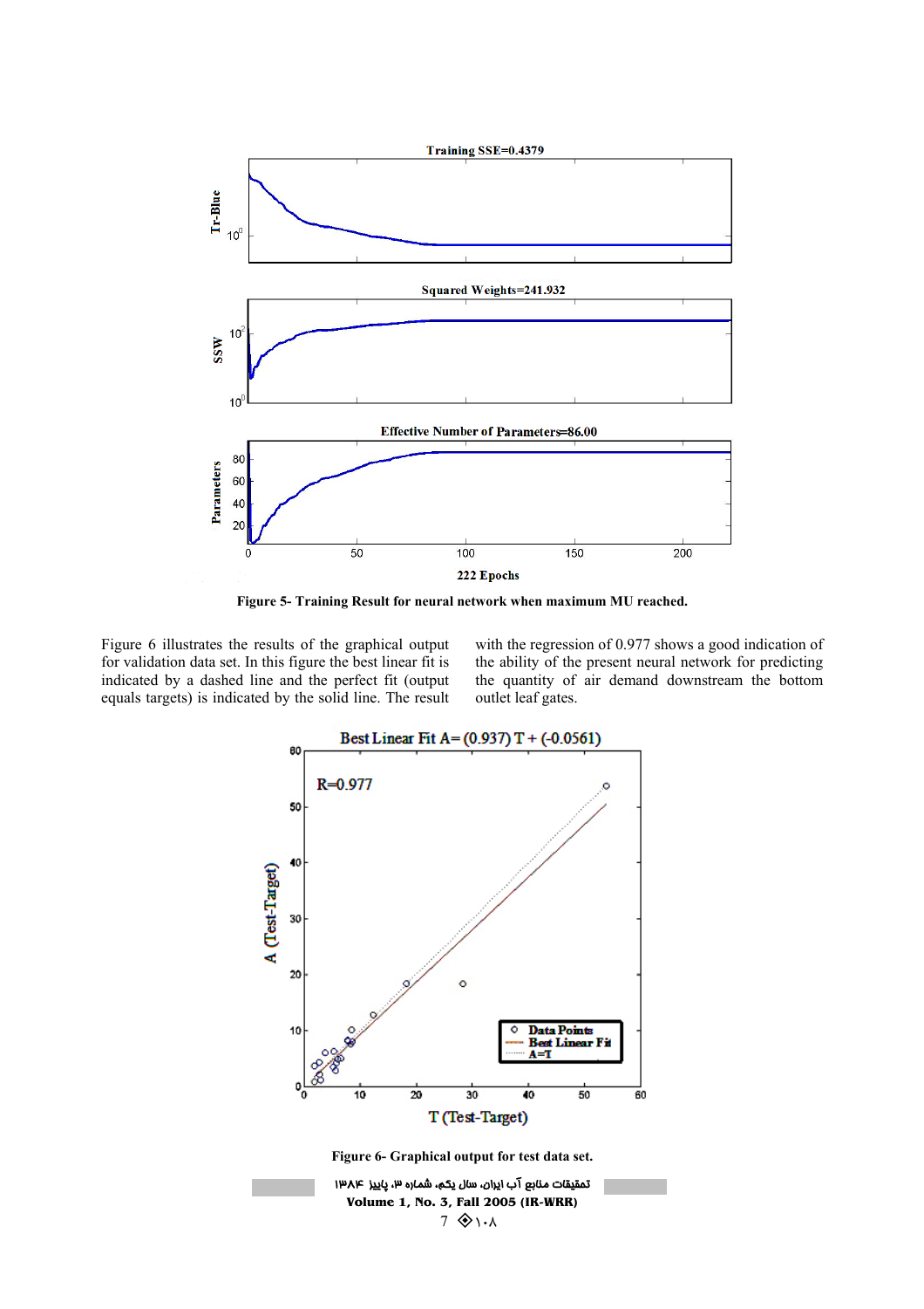Training SSE=0.4379

Tr-Blue

$10^0$

Squared Weights=241.932

SSW

$10^2$

$10^0$

Effective Number of Parameters=86.00

Parameters

80

60

40

20

0

50

100

150

200

222 Epochs

**Figure 5- Training Result for neural network when maximum MU reached.**

Figure 6 illustrates the results of the graphical output for validation data set. In this figure the best linear fit is indicated by a dashed line and the perfect fit (output equals targets) is indicated by the solid line. The result with the regression of 0.977 shows a good indication of the ability of the present neural network for predicting the quantity of air demand downstream the bottom outlet leaf gates.

Best Linear Fit A= (0.937) T + (-0.0561)

R=0.977

A (Test-Target)

0

10

20

30

40

50

60

T (Test-Target)

Data Points

Best Linear Fit

A=T

**Figure 6- Graphical output for test data set.**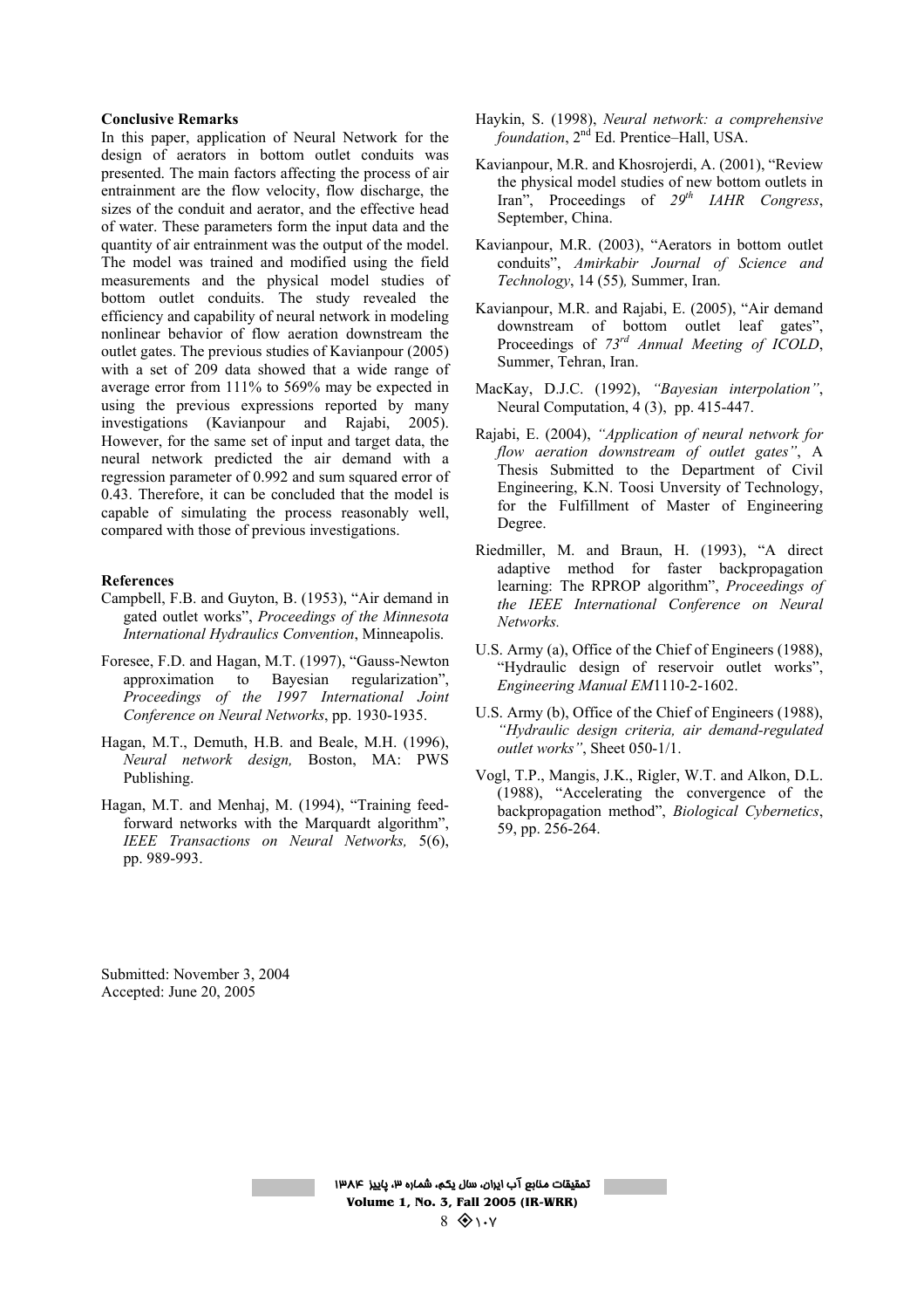### Conclusive Remarks

In this paper, application of Neural Network for the design of aerators in bottom outlet conduits was presented. The main factors affecting the process of air entrainment are the flow velocity, flow discharge, the sizes of the conduit and aerator, and the effective head of water. These parameters form the input data and the quantity of air entrainment was the output of the model. The model was trained and modified using the field measurements and the physical model studies of bottom outlet conduits. The study revealed the efficiency and capability of neural network in modeling nonlinear behavior of flow aeration downstream the outlet gates. The previous studies of Kavianpour (2005) with a set of 209 data showed that a wide range of average error from 111% to 569% may be expected in using the previous expressions reported by many investigations (Kavianpour and Rajabi, 2005). However, for the same set of input and target data, the neural network predicted the air demand with a regression parameter of 0.992 and sum squared error of 0.43. Therefore, it can be concluded that the model is capable of simulating the process reasonably well, compared with those of previous investigations.

### References

- Campbell, F.B. and Guyton, B. (1953), "Air demand in gated outlet works", *Proceedings of the Minnesota International Hydraulics Convention*, Minneapolis.
- Foresee, F.D. and Hagan, M.T. (1997), "Gauss-Newton approximation to Bayesian regularization", *Proceedings of the 1997 International Joint Conference on Neural Networks*, pp. 1930-1935.
- Hagan, M.T., Demuth, H.B. and Beale, M.H. (1996), *Neural network design,* Boston, MA: PWS Publishing.
- Hagan, M.T. and Menhaj, M. (1994), "Training feed-forward networks with the Marquardt algorithm", *IEEE Transactions on Neural Networks,* 5(6), pp. 989-993.
- Haykin, S. (1998), *Neural network: a comprehensive foundation*, 2nd Ed. Prentice–Hall, USA.
- Kavianpour, M.R. and Khosrojerdi, A. (2001), "Review the physical model studies of new bottom outlets in Iran", Proceedings of *29th IAHR Congress*, September, China.
- Kavianpour, M.R. (2003), "Aerators in bottom outlet conduits", *Amirkabir Journal of Science and Technology*, 14 (55)*,* Summer, Iran.
- Kavianpour, M.R. and Rajabi, E. (2005), "Air demand downstream of bottom outlet leaf gates", Proceedings of *73rd Annual Meeting of ICOLD*, Summer, Tehran, Iran.
- MacKay, D.J.C. (1992), *"Bayesian interpolation"*, Neural Computation, 4 (3), pp. 415-447.
- Rajabi, E. (2004), *"Application of neural network for flow aeration downstream of outlet gates"*, A Thesis Submitted to the Department of Civil Engineering, K.N. Toosi Unversity of Technology, for the Fulfillment of Master of Engineering Degree.
- Riedmiller, M. and Braun, H. (1993), "A direct adaptive method for faster backpropagation learning: The RPROP algorithm", *Proceedings of the IEEE International Conference on Neural Networks.*
- U.S. Army (a), Office of the Chief of Engineers (1988), "Hydraulic design of reservoir outlet works", *Engineering Manual EM*1110-2-1602.
- U.S. Army (b), Office of the Chief of Engineers (1988), *"Hydraulic design criteria, air demand-regulated outlet works"*, Sheet 050-1/1.
- Vogl, T.P., Mangis, J.K., Rigler, W.T. and Alkon, D.L. (1988), "Accelerating the convergence of the backpropagation method", *Biological Cybernetics*, 59, pp. 256-264.

Submitted: November 3, 2004
Accepted: June 20, 2005